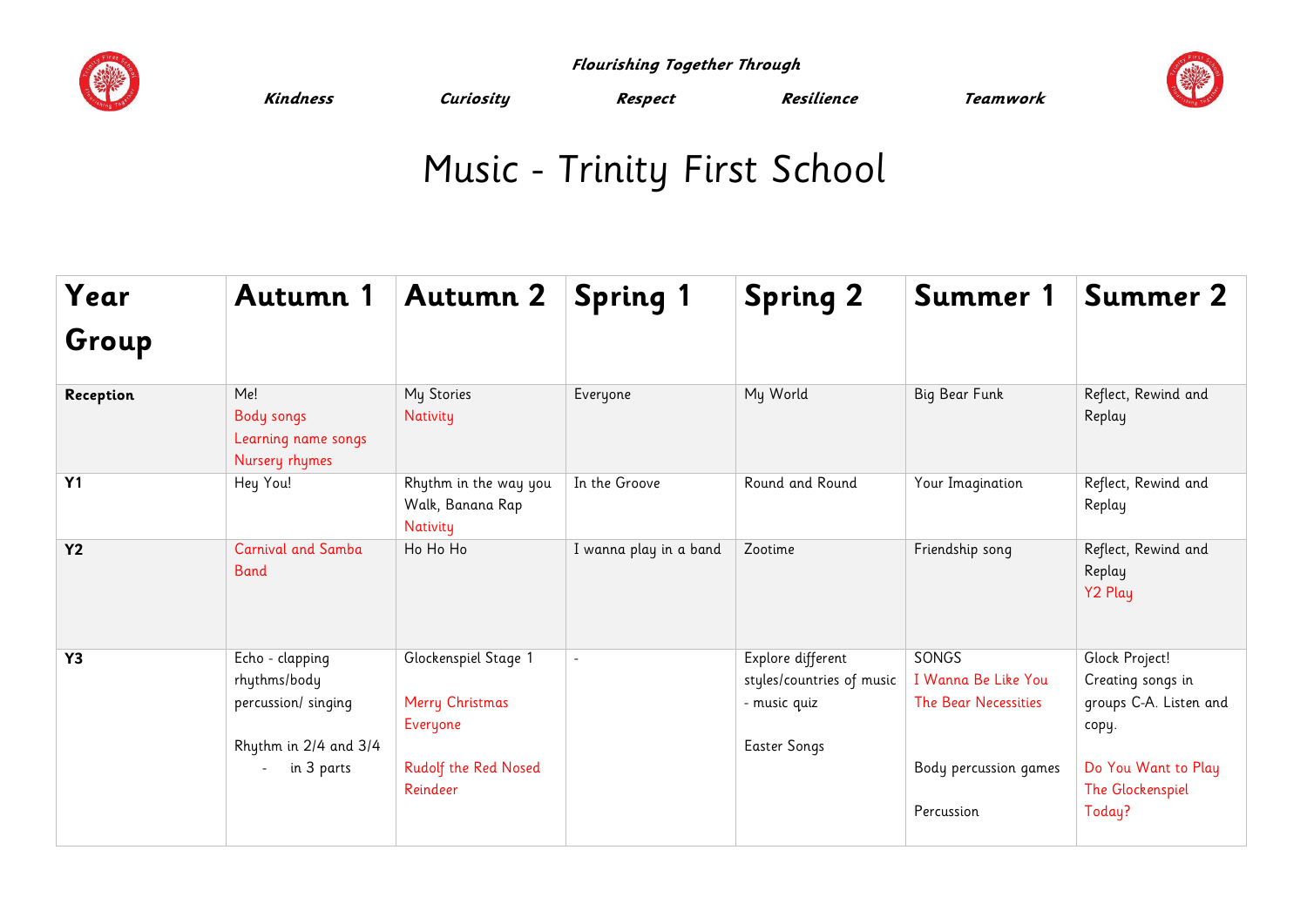***Flourishing Together Through***

***Kindness*** ***Curiosity*** ***Respect*** ***Resilience*** ***Teamwork***

# Music - Trinity First School

| Year Group | Autumn 1 | Autumn 2 | Spring 1 | Spring 2 | Summer 1 | Summer 2 |
|---|---|---|---|---|---|---|
| **Reception** | Me!<br>Body songs<br>Learning name songs<br>Nursery rhymes | My Stories<br>Nativity | Everyone | My World | Big Bear Funk | Reflect, Rewind and Replay |
| **Y1** | Hey You! | Rhythm in the way you Walk, Banana Rap<br>Nativity | In the Groove | Round and Round | Your Imagination | Reflect, Rewind and Replay |
| **Y2** | Carnival and Samba Band | Ho Ho Ho | I wanna play in a band | Zootime | Friendship song | Reflect, Rewind and Replay<br>Y2 Play |
| **Y3** | Echo - clapping rhythms/body percussion/ singing<br><br>Rhythm in 2/4 and 3/4<br>- in 3 parts | Glockenspiel Stage 1<br><br>Merry Christmas Everyone<br><br>Rudolf the Red Nosed Reindeer | - | Explore different styles/countries of music - music quiz<br><br>Easter Songs | SONGS<br>I Wanna Be Like You<br>The Bear Necessities<br><br>Body percussion games<br><br>Percussion | Glock Project!<br>Creating songs in groups C-A. Listen and copy.<br><br>Do You Want to Play The Glockenspiel Today? |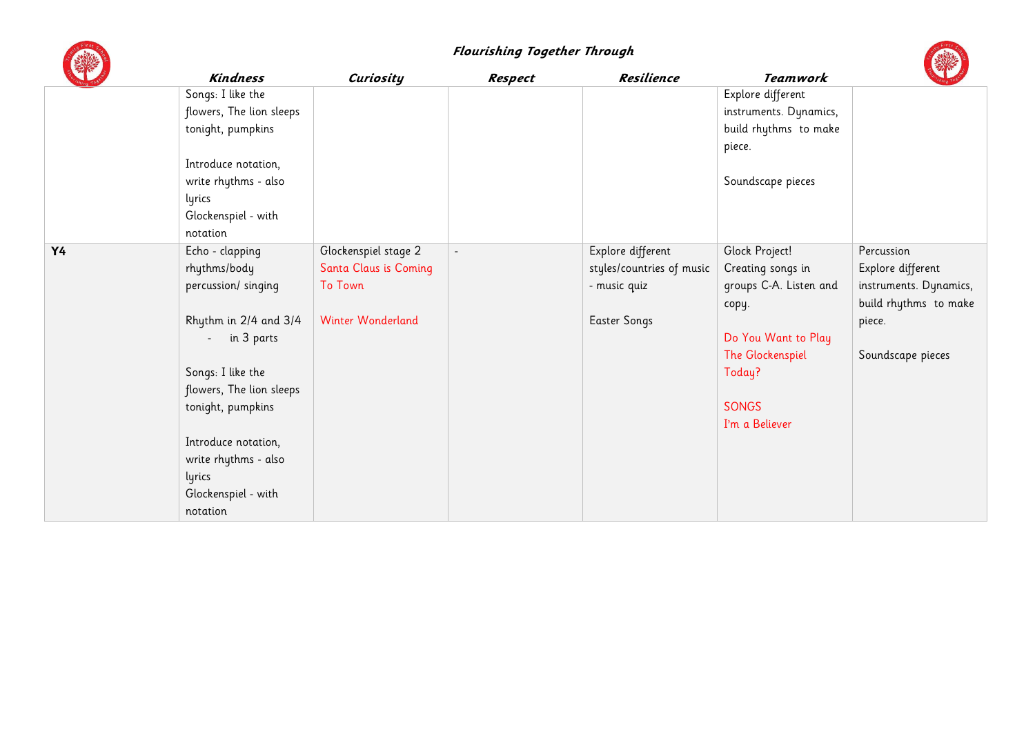**Flourishing Together Through**

| | Kindness | Curiosity | Respect | Resilience | Teamwork | |
|---|---|---|---|---|---|---|
| | Songs: I like the flowers, The lion sleeps tonight, pumpkins<br><br>Introduce notation, write rhythms - also lyrics<br>Glockenspiel - with notation | | | | Explore different instruments. Dynamics, build rhythms to make piece.<br><br>Soundscape pieces | |
| **Y4** | Echo - clapping rhythms/body percussion/ singing<br><br>Rhythm in 2/4 and 3/4<br>- in 3 parts<br><br>Songs: I like the flowers, The lion sleeps tonight, pumpkins<br><br>Introduce notation, write rhythms - also lyrics<br>Glockenspiel - with notation | Glockenspiel stage 2<br>Santa Claus is Coming To Town<br><br>Winter Wonderland | - | Explore different styles/countries of music - music quiz<br><br>Easter Songs | Glock Project!<br>Creating songs in groups C-A. Listen and copy.<br><br>Do You Want to Play The Glockenspiel Today?<br><br>SONGS<br>I'm a Believer | Percussion<br>Explore different instruments. Dynamics, build rhythms to make piece.<br><br>Soundscape pieces |